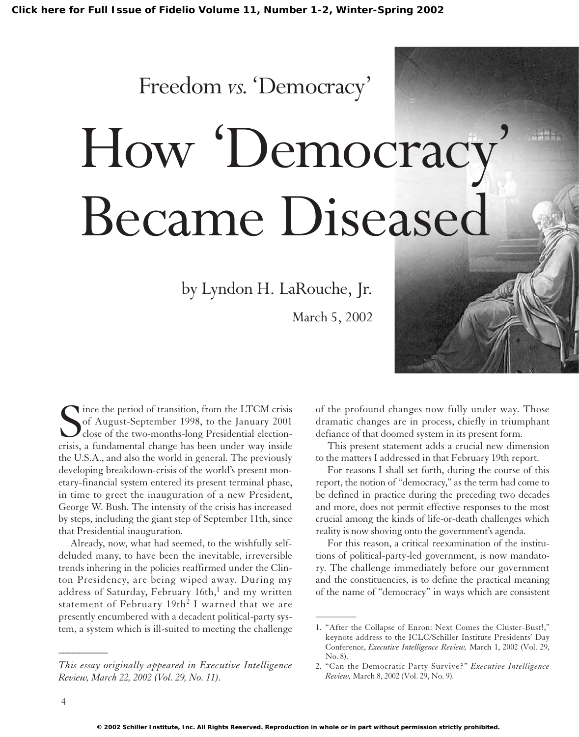Freedom *vs.* 'Democracy'

# How 'Democracy' Became Diseased

by Lyndon H. LaRouche, Jr.

March 5, 2002

Since the period of transition, from the LTCM crisis of August-September 1998, to the January 2001 close of the two-months-long Presidential election-crisis, a fundamental change has been under way inside the U.S.A., and also the world in general. The previously developing breakdown-crisis of the world's present monetary-financial system entered its present terminal phase, in time to greet the inauguration of a new President, George W. Bush. The intensity of the crisis has increased by steps, including the giant step of September 11th, since that Presidential inauguration.

Already, now, what had seemed, to the wishfully self-deluded many, to have been the inevitable, irreversible trends inhering in the policies reaffirmed under the Clinton Presidency, are being wiped away. During my address of Saturday, February 16th,[1] and my written statement of February 19th[2] I warned that we are presently encumbered with a decadent political-party system, a system which is ill-suited to meeting the challenge of the profound changes now fully under way. Those dramatic changes are in process, chiefly in triumphant defiance of that doomed system in its present form.

This present statement adds a crucial new dimension to the matters I addressed in that February 19th report.

For reasons I shall set forth, during the course of this report, the notion of "democracy," as the term had come to be defined in practice during the preceding two decades and more, does not permit effective responses to the most crucial among the kinds of life-or-death challenges which reality is now shoving onto the government's agenda.

For this reason, a critical reexamination of the institutions of political-party-led government, is now mandatory. The challenge immediately before our government and the constituencies, is to define the practical meaning of the name of "democracy" in ways which are consistent

---

*This essay originally appeared in Executive Intelligence Review, March 22, 2002 (Vol. 29, No. 11).*

1. "After the Collapse of Enron: Next Comes the Cluster-Bust!," keynote address to the ICLC/Schiller Institute Presidents' Day Conference, *Executive Intelligence Review,* March 1, 2002 (Vol. 29, No. 8).
2. "Can the Democratic Party Survive?" *Executive Intelligence Review,* March 8, 2002 (Vol. 29, No. 9).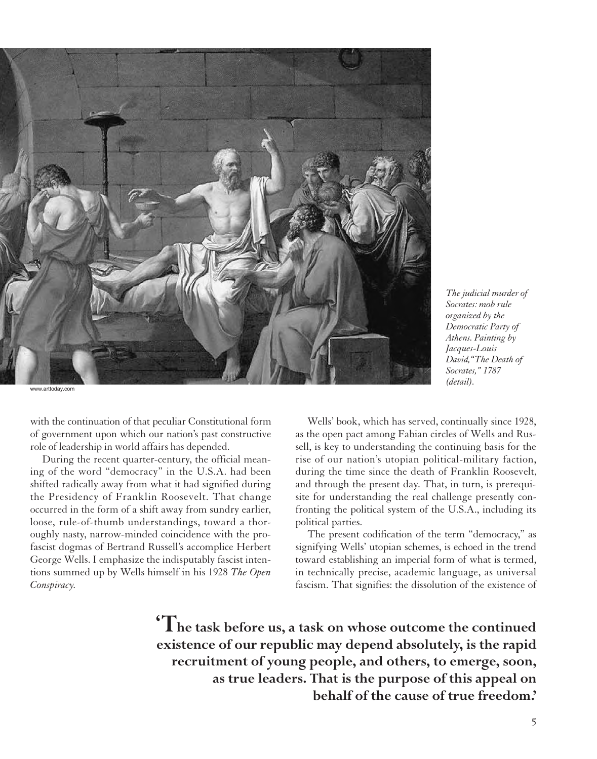*The judicial murder of Socrates: mob rule organized by the Democratic Party of Athens. Painting by Jacques-Louis David, "The Death of Socrates," 1787 (detail).*

www.arttoday.com

with the continuation of that peculiar Constitutional form of government upon which our nation's past constructive role of leadership in world affairs has depended.

During the recent quarter-century, the official meaning of the word "democracy" in the U.S.A. had been shifted radically away from what it had signified during the Presidency of Franklin Roosevelt. That change occurred in the form of a shift away from sundry earlier, loose, rule-of-thumb understandings, toward a thoroughly nasty, narrow-minded coincidence with the pro-fascist dogmas of Bertrand Russell's accomplice Herbert George Wells. I emphasize the indisputably fascist intentions summed up by Wells himself in his 1928 *The Open Conspiracy*.

Wells' book, which has served, continually since 1928, as the open pact among Fabian circles of Wells and Russell, is key to understanding the continuing basis for the rise of our nation's utopian political-military faction, during the time since the death of Franklin Roosevelt, and through the present day. That, in turn, is prerequisite for understanding the real challenge presently confronting the political system of the U.S.A., including its political parties.

The present codification of the term "democracy," as signifying Wells' utopian schemes, is echoed in the trend toward establishing an imperial form of what is termed, in technically precise, academic language, as universal fascism. That signifies: the dissolution of the existence of

**'The task before us, a task on whose outcome the continued existence of our republic may depend absolutely, is the rapid recruitment of young people, and others, to emerge, soon, as true leaders. That is the purpose of this appeal on behalf of the cause of true freedom.'**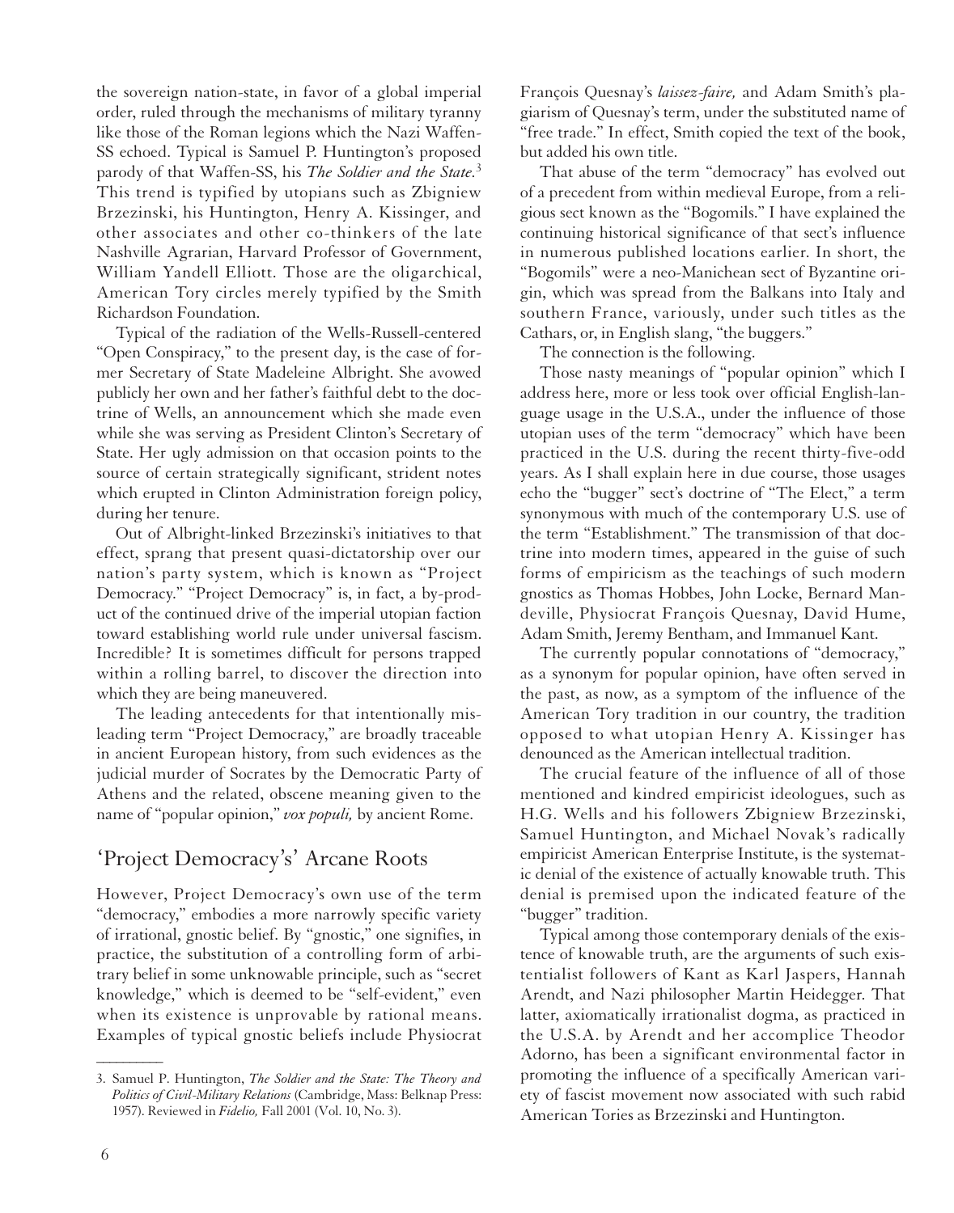the sovereign nation-state, in favor of a global imperial order, ruled through the mechanisms of military tyranny like those of the Roman legions which the Nazi Waffen-SS echoed. Typical is Samuel P. Huntington's proposed parody of that Waffen-SS, his *The Soldier and the State.*[3] This trend is typified by utopians such as Zbigniew Brzezinski, his Huntington, Henry A. Kissinger, and other associates and other co-thinkers of the late Nashville Agrarian, Harvard Professor of Government, William Yandell Elliott. Those are the oligarchical, American Tory circles merely typified by the Smith Richardson Foundation.

Typical of the radiation of the Wells-Russell-centered "Open Conspiracy," to the present day, is the case of former Secretary of State Madeleine Albright. She avowed publicly her own and her father's faithful debt to the doctrine of Wells, an announcement which she made even while she was serving as President Clinton's Secretary of State. Her ugly admission on that occasion points to the source of certain strategically significant, strident notes which erupted in Clinton Administration foreign policy, during her tenure.

Out of Albright-linked Brzezinski's initiatives to that effect, sprang that present quasi-dictatorship over our nation's party system, which is known as "Project Democracy." "Project Democracy" is, in fact, a by-product of the continued drive of the imperial utopian faction toward establishing world rule under universal fascism. Incredible? It is sometimes difficult for persons trapped within a rolling barrel, to discover the direction into which they are being maneuvered.

The leading antecedents for that intentionally misleading term "Project Democracy," are broadly traceable in ancient European history, from such evidences as the judicial murder of Socrates by the Democratic Party of Athens and the related, obscene meaning given to the name of "popular opinion," *vox populi,* by ancient Rome.

## 'Project Democracy's' Arcane Roots

However, Project Democracy's own use of the term "democracy," embodies a more narrowly specific variety of irrational, gnostic belief. By "gnostic," one signifies, in practice, the substitution of a controlling form of arbitrary belief in some unknowable principle, such as "secret knowledge," which is deemed to be "self-evident," even when its existence is unprovable by rational means. Examples of typical gnostic beliefs include Physiocrat François Quesnay's *laissez-faire,* and Adam Smith's plagiarism of Quesnay's term, under the substituted name of "free trade." In effect, Smith copied the text of the book, but added his own title.

That abuse of the term "democracy" has evolved out of a precedent from within medieval Europe, from a religious sect known as the "Bogomils." I have explained the continuing historical significance of that sect's influence in numerous published locations earlier. In short, the "Bogomils" were a neo-Manichean sect of Byzantine origin, which was spread from the Balkans into Italy and southern France, variously, under such titles as the Cathars, or, in English slang, "the buggers."

The connection is the following.

Those nasty meanings of "popular opinion" which I address here, more or less took over official English-language usage in the U.S.A., under the influence of those utopian uses of the term "democracy" which have been practiced in the U.S. during the recent thirty-five-odd years. As I shall explain here in due course, those usages echo the "bugger" sect's doctrine of "The Elect," a term synonymous with much of the contemporary U.S. use of the term "Establishment." The transmission of that doctrine into modern times, appeared in the guise of such forms of empiricism as the teachings of such modern gnostics as Thomas Hobbes, John Locke, Bernard Mandeville, Physiocrat François Quesnay, David Hume, Adam Smith, Jeremy Bentham, and Immanuel Kant.

The currently popular connotations of "democracy," as a synonym for popular opinion, have often served in the past, as now, as a symptom of the influence of the American Tory tradition in our country, the tradition opposed to what utopian Henry A. Kissinger has denounced as the American intellectual tradition.

The crucial feature of the influence of all of those mentioned and kindred empiricist ideologues, such as H.G. Wells and his followers Zbigniew Brzezinski, Samuel Huntington, and Michael Novak's radically empiricist American Enterprise Institute, is the systematic denial of the existence of actually knowable truth. This denial is premised upon the indicated feature of the "bugger" tradition.

Typical among those contemporary denials of the existence of knowable truth, are the arguments of such existentialist followers of Kant as Karl Jaspers, Hannah Arendt, and Nazi philosopher Martin Heidegger. That latter, axiomatically irrationalist dogma, as practiced in the U.S.A. by Arendt and her accomplice Theodor Adorno, has been a significant environmental factor in promoting the influence of a specifically American variety of fascist movement now associated with such rabid American Tories as Brzezinski and Huntington.

---

3. Samuel P. Huntington, *The Soldier and the State: The Theory and Politics of Civil-Military Relations* (Cambridge, Mass: Belknap Press: 1957). Reviewed in *Fidelio,* Fall 2001 (Vol. 10, No. 3).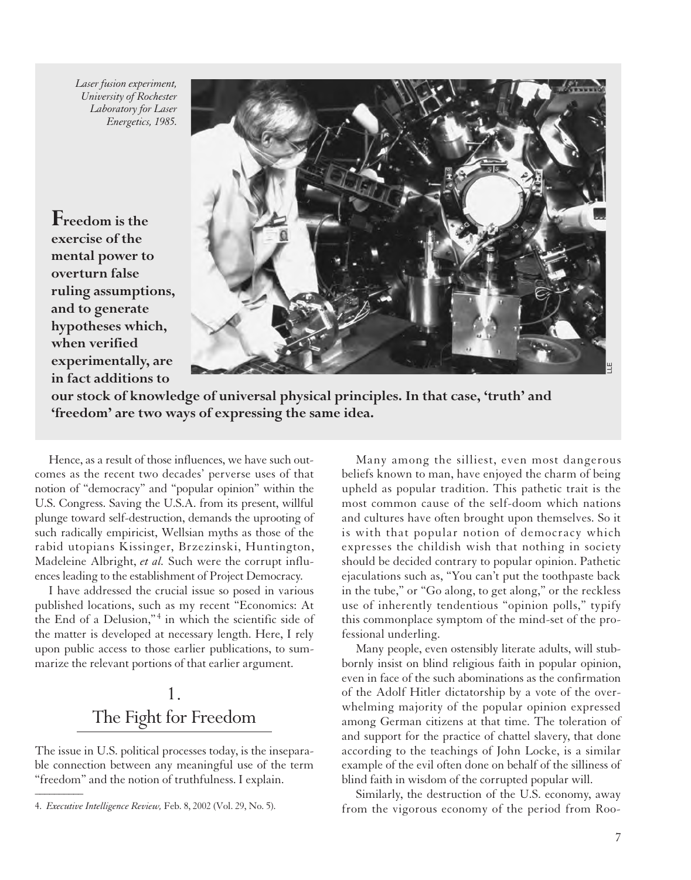*Laser fusion experiment, University of Rochester Laboratory for Laser Energetics, 1985.*

**Freedom is the exercise of the mental power to overturn false ruling assumptions, and to generate hypotheses which, when verified experimentally, are in fact additions to our stock of knowledge of universal physical principles. In that case, 'truth' and 'freedom' are two ways of expressing the same idea.**

Hence, as a result of those influences, we have such outcomes as the recent two decades' perverse uses of that notion of "democracy" and "popular opinion" within the U.S. Congress. Saving the U.S.A. from its present, willful plunge toward self-destruction, demands the uprooting of such radically empiricist, Wellsian myths as those of the rabid utopians Kissinger, Brzezinski, Huntington, Madeleine Albright, *et al.* Such were the corrupt influences leading to the establishment of Project Democracy.

I have addressed the crucial issue so posed in various published locations, such as my recent "Economics: At the End of a Delusion,"[4] in which the scientific side of the matter is developed at necessary length. Here, I rely upon public access to those earlier publications, to summarize the relevant portions of that earlier argument.

## 1. The Fight for Freedom

The issue in U.S. political processes today, is the inseparable connection between any meaningful use of the term "freedom" and the notion of truthfulness. I explain.

Many among the silliest, even most dangerous beliefs known to man, have enjoyed the charm of being upheld as popular tradition. This pathetic trait is the most common cause of the self-doom which nations and cultures have often brought upon themselves. So it is with that popular notion of democracy which expresses the childish wish that nothing in society should be decided contrary to popular opinion. Pathetic ejaculations such as, "You can't put the toothpaste back in the tube," or "Go along, to get along," or the reckless use of inherently tendentious "opinion polls," typify this commonplace symptom of the mind-set of the professional underling.

Many people, even ostensibly literate adults, will stubbornly insist on blind religious faith in popular opinion, even in face of the such abominations as the confirmation of the Adolf Hitler dictatorship by a vote of the overwhelming majority of the popular opinion expressed among German citizens at that time. The toleration of and support for the practice of chattel slavery, that done according to the teachings of John Locke, is a similar example of the evil often done on behalf of the silliness of blind faith in wisdom of the corrupted popular will.

Similarly, the destruction of the U.S. economy, away from the vigorous economy of the period from Roo-

---

4. *Executive Intelligence Review,* Feb. 8, 2002 (Vol. 29, No. 5).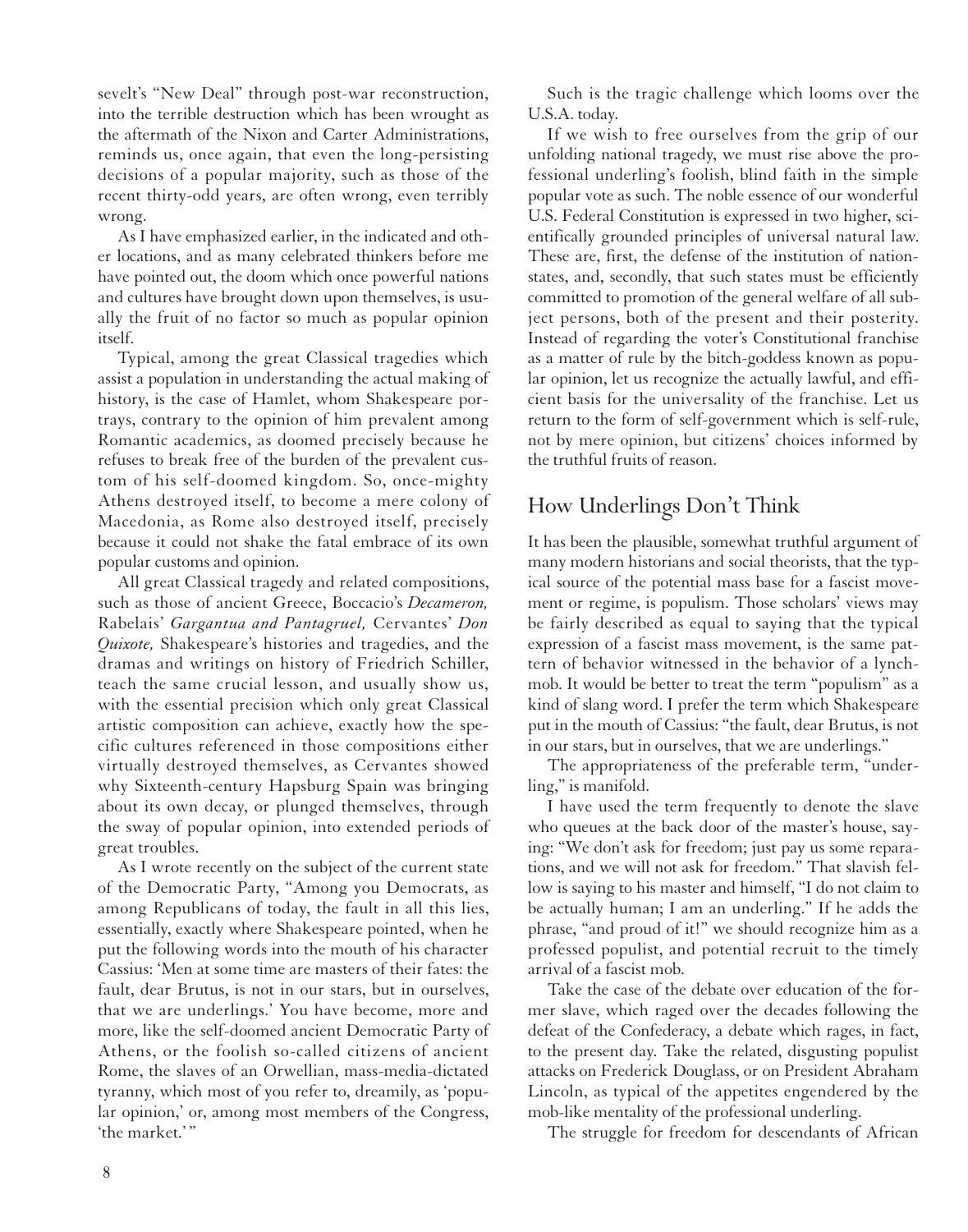sevelt's "New Deal" through post-war reconstruction, into the terrible destruction which has been wrought as the aftermath of the Nixon and Carter Administrations, reminds us, once again, that even the long-persisting decisions of a popular majority, such as those of the recent thirty-odd years, are often wrong, even terribly wrong.

As I have emphasized earlier, in the indicated and other locations, and as many celebrated thinkers before me have pointed out, the doom which once powerful nations and cultures have brought down upon themselves, is usually the fruit of no factor so much as popular opinion itself.

Typical, among the great Classical tragedies which assist a population in understanding the actual making of history, is the case of Hamlet, whom Shakespeare portrays, contrary to the opinion of him prevalent among Romantic academics, as doomed precisely because he refuses to break free of the burden of the prevalent custom of his self-doomed kingdom. So, once-mighty Athens destroyed itself, to become a mere colony of Macedonia, as Rome also destroyed itself, precisely because it could not shake the fatal embrace of its own popular customs and opinion.

All great Classical tragedy and related compositions, such as those of ancient Greece, Boccacio's *Decameron,* Rabelais' *Gargantua and Pantagruel,* Cervantes' *Don Quixote,* Shakespeare's histories and tragedies, and the dramas and writings on history of Friedrich Schiller, teach the same crucial lesson, and usually show us, with the essential precision which only great Classical artistic composition can achieve, exactly how the specific cultures referenced in those compositions either virtually destroyed themselves, as Cervantes showed why Sixteenth-century Hapsburg Spain was bringing about its own decay, or plunged themselves, through the sway of popular opinion, into extended periods of great troubles.

As I wrote recently on the subject of the current state of the Democratic Party, "Among you Democrats, as among Republicans of today, the fault in all this lies, essentially, exactly where Shakespeare pointed, when he put the following words into the mouth of his character Cassius: 'Men at some time are masters of their fates: the fault, dear Brutus, is not in our stars, but in ourselves, that we are underlings.' You have become, more and more, like the self-doomed ancient Democratic Party of Athens, or the foolish so-called citizens of ancient Rome, the slaves of an Orwellian, mass-media-dictated tyranny, which most of you refer to, dreamily, as 'popular opinion,' or, among most members of the Congress, 'the market.'"

Such is the tragic challenge which looms over the U.S.A. today.

If we wish to free ourselves from the grip of our unfolding national tragedy, we must rise above the professional underling's foolish, blind faith in the simple popular vote as such. The noble essence of our wonderful U.S. Federal Constitution is expressed in two higher, scientifically grounded principles of universal natural law. These are, first, the defense of the institution of nation-states, and, secondly, that such states must be efficiently committed to promotion of the general welfare of all subject persons, both of the present and their posterity. Instead of regarding the voter's Constitutional franchise as a matter of rule by the bitch-goddess known as popular opinion, let us recognize the actually lawful, and efficient basis for the universality of the franchise. Let us return to the form of self-government which is self-rule, not by mere opinion, but citizens' choices informed by the truthful fruits of reason.

## How Underlings Don't Think

It has been the plausible, somewhat truthful argument of many modern historians and social theorists, that the typical source of the potential mass base for a fascist movement or regime, is populism. Those scholars' views may be fairly described as equal to saying that the typical expression of a fascist mass movement, is the same pattern of behavior witnessed in the behavior of a lynch-mob. It would be better to treat the term "populism" as a kind of slang word. I prefer the term which Shakespeare put in the mouth of Cassius: "the fault, dear Brutus, is not in our stars, but in ourselves, that we are underlings."

The appropriateness of the preferable term, "underling," is manifold.

I have used the term frequently to denote the slave who queues at the back door of the master's house, saying: "We don't ask for freedom; just pay us some reparations, and we will not ask for freedom." That slavish fellow is saying to his master and himself, "I do not claim to be actually human; I am an underling." If he adds the phrase, "and proud of it!" we should recognize him as a professed populist, and potential recruit to the timely arrival of a fascist mob.

Take the case of the debate over education of the former slave, which raged over the decades following the defeat of the Confederacy, a debate which rages, in fact, to the present day. Take the related, disgusting populist attacks on Frederick Douglass, or on President Abraham Lincoln, as typical of the appetites engendered by the mob-like mentality of the professional underling.

The struggle for freedom for descendants of African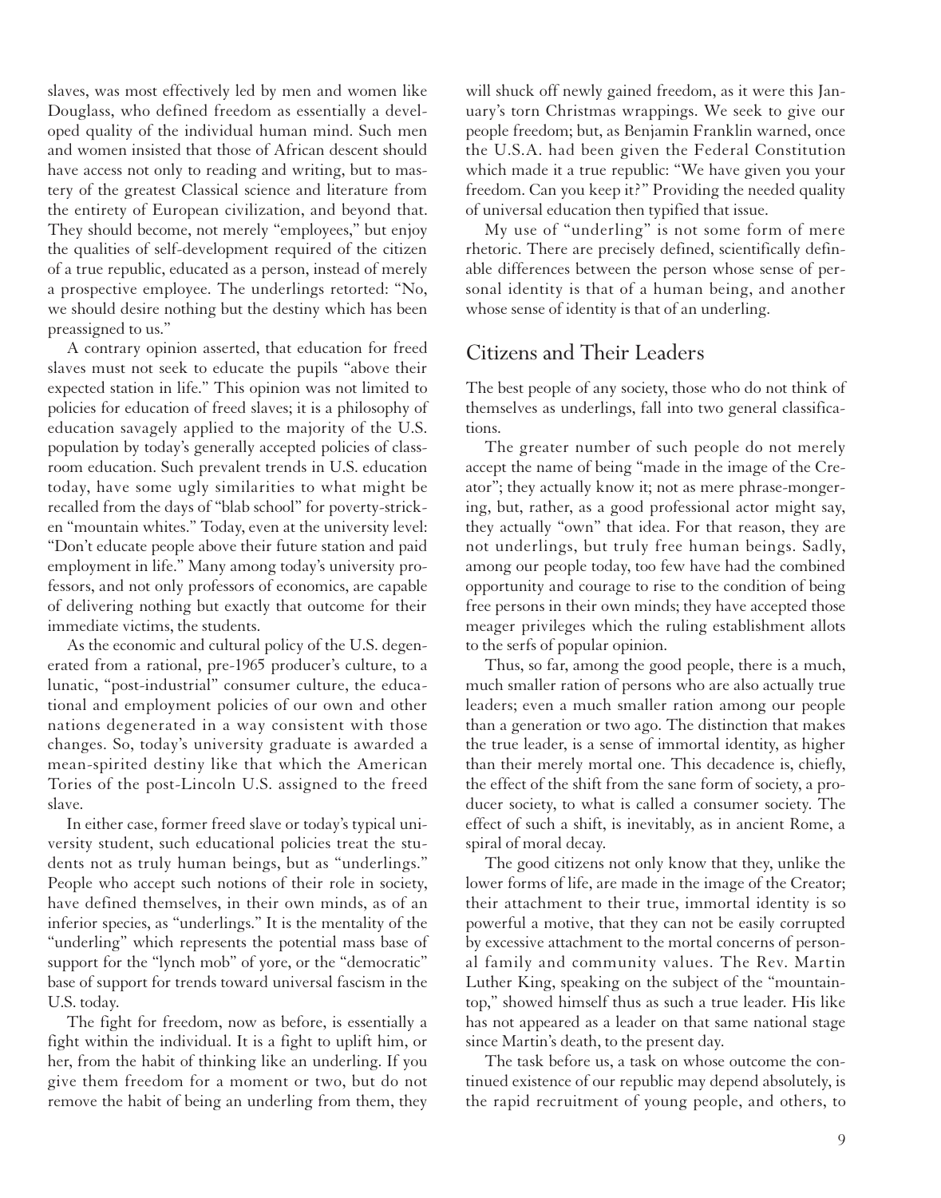slaves, was most effectively led by men and women like Douglass, who defined freedom as essentially a developed quality of the individual human mind. Such men and women insisted that those of African descent should have access not only to reading and writing, but to mastery of the greatest Classical science and literature from the entirety of European civilization, and beyond that. They should become, not merely "employees," but enjoy the qualities of self-development required of the citizen of a true republic, educated as a person, instead of merely a prospective employee. The underlings retorted: "No, we should desire nothing but the destiny which has been preassigned to us."

A contrary opinion asserted, that education for freed slaves must not seek to educate the pupils "above their expected station in life." This opinion was not limited to policies for education of freed slaves; it is a philosophy of education savagely applied to the majority of the U.S. population by today's generally accepted policies of classroom education. Such prevalent trends in U.S. education today, have some ugly similarities to what might be recalled from the days of "blab school" for poverty-stricken "mountain whites." Today, even at the university level: "Don't educate people above their future station and paid employment in life." Many among today's university professors, and not only professors of economics, are capable of delivering nothing but exactly that outcome for their immediate victims, the students.

As the economic and cultural policy of the U.S. degenerated from a rational, pre-1965 producer's culture, to a lunatic, "post-industrial" consumer culture, the educational and employment policies of our own and other nations degenerated in a way consistent with those changes. So, today's university graduate is awarded a mean-spirited destiny like that which the American Tories of the post-Lincoln U.S. assigned to the freed slave.

In either case, former freed slave or today's typical university student, such educational policies treat the students not as truly human beings, but as "underlings." People who accept such notions of their role in society, have defined themselves, in their own minds, as of an inferior species, as "underlings." It is the mentality of the "underling" which represents the potential mass base of support for the "lynch mob" of yore, or the "democratic" base of support for trends toward universal fascism in the U.S. today.

The fight for freedom, now as before, is essentially a fight within the individual. It is a fight to uplift him, or her, from the habit of thinking like an underling. If you give them freedom for a moment or two, but do not remove the habit of being an underling from them, they will shuck off newly gained freedom, as it were this January's torn Christmas wrappings. We seek to give our people freedom; but, as Benjamin Franklin warned, once the U.S.A. had been given the Federal Constitution which made it a true republic: "We have given you your freedom. Can you keep it?" Providing the needed quality of universal education then typified that issue.

My use of "underling" is not some form of mere rhetoric. There are precisely defined, scientifically definable differences between the person whose sense of personal identity is that of a human being, and another whose sense of identity is that of an underling.

## Citizens and Their Leaders

The best people of any society, those who do not think of themselves as underlings, fall into two general classifications.

The greater number of such people do not merely accept the name of being "made in the image of the Creator"; they actually know it; not as mere phrase-mongering, but, rather, as a good professional actor might say, they actually "own" that idea. For that reason, they are not underlings, but truly free human beings. Sadly, among our people today, too few have had the combined opportunity and courage to rise to the condition of being free persons in their own minds; they have accepted those meager privileges which the ruling establishment allots to the serfs of popular opinion.

Thus, so far, among the good people, there is a much, much smaller ration of persons who are also actually true leaders; even a much smaller ration among our people than a generation or two ago. The distinction that makes the true leader, is a sense of immortal identity, as higher than their merely mortal one. This decadence is, chiefly, the effect of the shift from the sane form of society, a producer society, to what is called a consumer society. The effect of such a shift, is inevitably, as in ancient Rome, a spiral of moral decay.

The good citizens not only know that they, unlike the lower forms of life, are made in the image of the Creator; their attachment to their true, immortal identity is so powerful a motive, that they can not be easily corrupted by excessive attachment to the mortal concerns of personal family and community values. The Rev. Martin Luther King, speaking on the subject of the "mountaintop," showed himself thus as such a true leader. His like has not appeared as a leader on that same national stage since Martin's death, to the present day.

The task before us, a task on whose outcome the continued existence of our republic may depend absolutely, is the rapid recruitment of young people, and others, to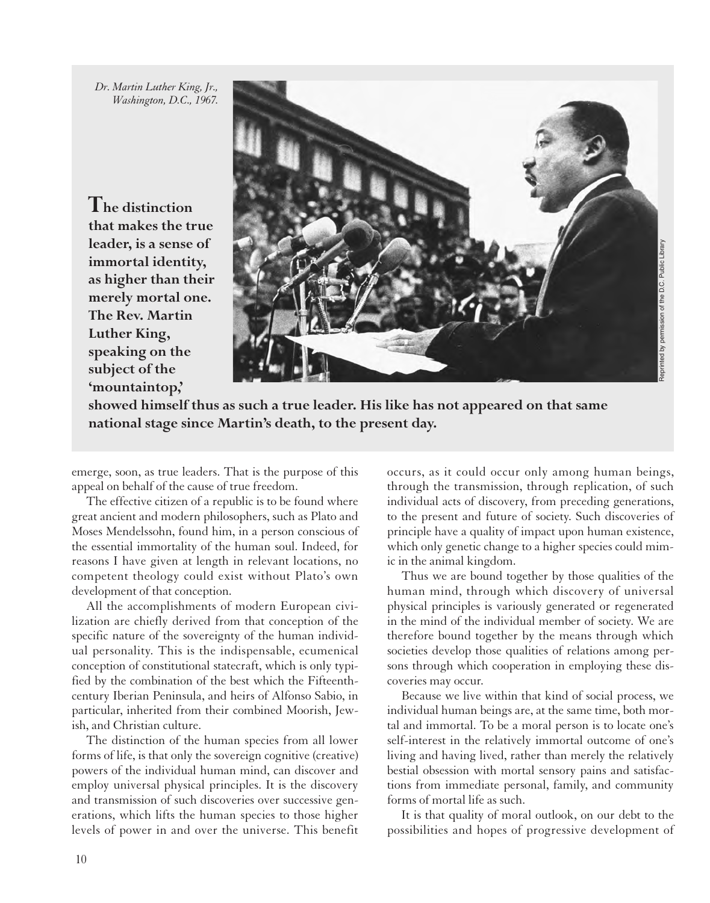*Dr. Martin Luther King, Jr., Washington, D.C., 1967.*

Reprinted by permission of the D.C. Public Library

**The distinction that makes the true leader, is a sense of immortal identity, as higher than their merely mortal one. The Rev. Martin Luther King, speaking on the subject of the 'mountaintop,' showed himself thus as such a true leader. His like has not appeared on that same national stage since Martin's death, to the present day.**

emerge, soon, as true leaders. That is the purpose of this appeal on behalf of the cause of true freedom.

The effective citizen of a republic is to be found where great ancient and modern philosophers, such as Plato and Moses Mendelssohn, found him, in a person conscious of the essential immortality of the human soul. Indeed, for reasons I have given at length in relevant locations, no competent theology could exist without Plato's own development of that conception.

All the accomplishments of modern European civilization are chiefly derived from that conception of the specific nature of the sovereignty of the human individual personality. This is the indispensable, ecumenical conception of constitutional statecraft, which is only typified by the combination of the best which the Fifteenth-century Iberian Peninsula, and heirs of Alfonso Sabio, in particular, inherited from their combined Moorish, Jewish, and Christian culture.

The distinction of the human species from all lower forms of life, is that only the sovereign cognitive (creative) powers of the individual human mind, can discover and employ universal physical principles. It is the discovery and transmission of such discoveries over successive generations, which lifts the human species to those higher levels of power in and over the universe. This benefit occurs, as it could occur only among human beings, through the transmission, through replication, of such individual acts of discovery, from preceding generations, to the present and future of society. Such discoveries of principle have a quality of impact upon human existence, which only genetic change to a higher species could mimic in the animal kingdom.

Thus we are bound together by those qualities of the human mind, through which discovery of universal physical principles is variously generated or regenerated in the mind of the individual member of society. We are therefore bound together by the means through which societies develop those qualities of relations among persons through which cooperation in employing these discoveries may occur.

Because we live within that kind of social process, we individual human beings are, at the same time, both mortal and immortal. To be a moral person is to locate one's self-interest in the relatively immortal outcome of one's living and having lived, rather than merely the relatively bestial obsession with mortal sensory pains and satisfactions from immediate personal, family, and community forms of mortal life as such.

It is that quality of moral outlook, on our debt to the possibilities and hopes of progressive development of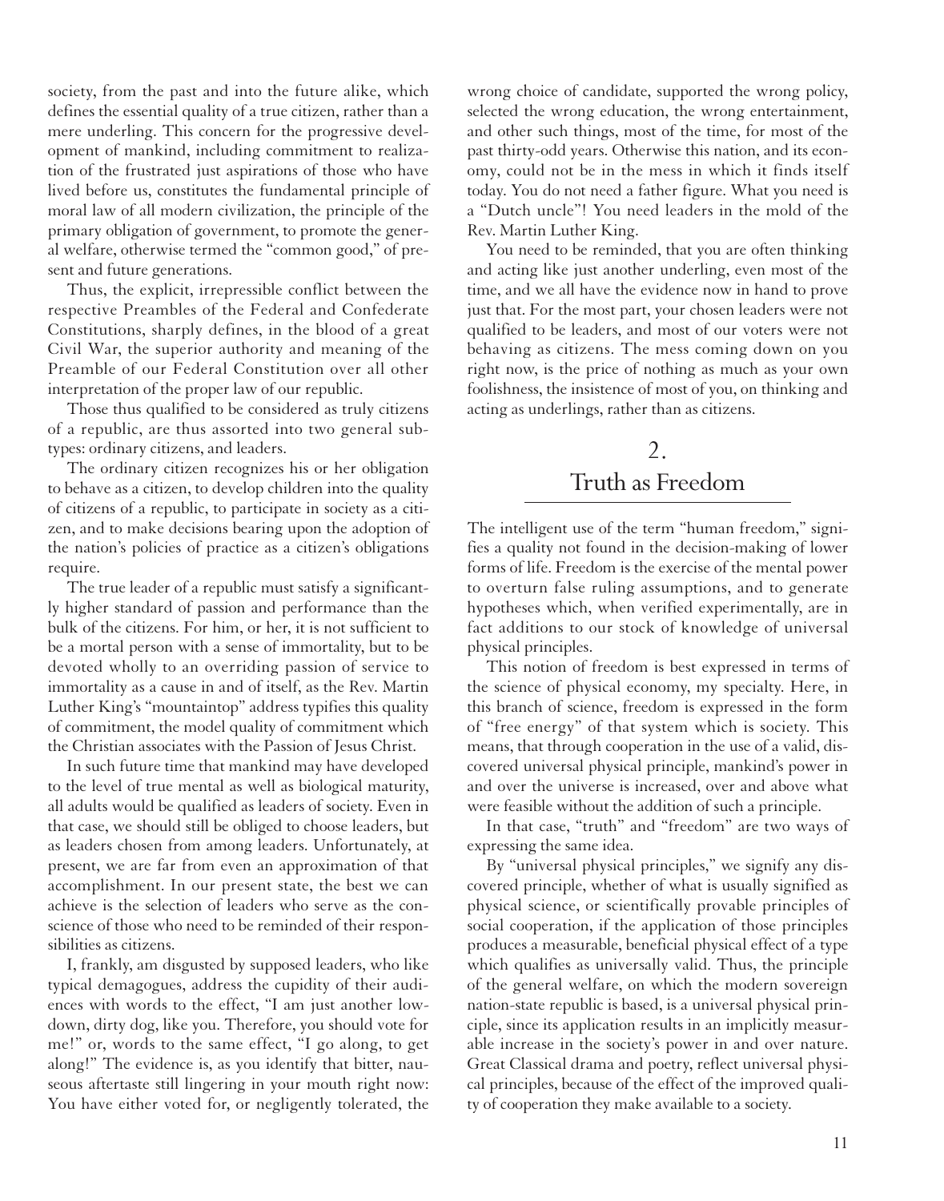society, from the past and into the future alike, which defines the essential quality of a true citizen, rather than a mere underling. This concern for the progressive development of mankind, including commitment to realization of the frustrated just aspirations of those who have lived before us, constitutes the fundamental principle of moral law of all modern civilization, the principle of the primary obligation of government, to promote the general welfare, otherwise termed the "common good," of present and future generations.

Thus, the explicit, irrepressible conflict between the respective Preambles of the Federal and Confederate Constitutions, sharply defines, in the blood of a great Civil War, the superior authority and meaning of the Preamble of our Federal Constitution over all other interpretation of the proper law of our republic.

Those thus qualified to be considered as truly citizens of a republic, are thus assorted into two general subtypes: ordinary citizens, and leaders.

The ordinary citizen recognizes his or her obligation to behave as a citizen, to develop children into the quality of citizens of a republic, to participate in society as a citizen, and to make decisions bearing upon the adoption of the nation's policies of practice as a citizen's obligations require.

The true leader of a republic must satisfy a significantly higher standard of passion and performance than the bulk of the citizens. For him, or her, it is not sufficient to be a mortal person with a sense of immortality, but to be devoted wholly to an overriding passion of service to immortality as a cause in and of itself, as the Rev. Martin Luther King's "mountaintop" address typifies this quality of commitment, the model quality of commitment which the Christian associates with the Passion of Jesus Christ.

In such future time that mankind may have developed to the level of true mental as well as biological maturity, all adults would be qualified as leaders of society. Even in that case, we should still be obliged to choose leaders, but as leaders chosen from among leaders. Unfortunately, at present, we are far from even an approximation of that accomplishment. In our present state, the best we can achieve is the selection of leaders who serve as the conscience of those who need to be reminded of their responsibilities as citizens.

I, frankly, am disgusted by supposed leaders, who like typical demagogues, address the cupidity of their audiences with words to the effect, "I am just another low-down, dirty dog, like you. Therefore, you should vote for me!" or, words to the same effect, "I go along, to get along!" The evidence is, as you identify that bitter, nauseous aftertaste still lingering in your mouth right now: You have either voted for, or negligently tolerated, the wrong choice of candidate, supported the wrong policy, selected the wrong education, the wrong entertainment, and other such things, most of the time, for most of the past thirty-odd years. Otherwise this nation, and its economy, could not be in the mess in which it finds itself today. You do not need a father figure. What you need is a "Dutch uncle"! You need leaders in the mold of the Rev. Martin Luther King.

You need to be reminded, that you are often thinking and acting like just another underling, even most of the time, and we all have the evidence now in hand to prove just that. For the most part, your chosen leaders were not qualified to be leaders, and most of our voters were not behaving as citizens. The mess coming down on you right now, is the price of nothing as much as your own foolishness, the insistence of most of you, on thinking and acting as underlings, rather than as citizens.

## 2. Truth as Freedom

The intelligent use of the term "human freedom," signifies a quality not found in the decision-making of lower forms of life. Freedom is the exercise of the mental power to overturn false ruling assumptions, and to generate hypotheses which, when verified experimentally, are in fact additions to our stock of knowledge of universal physical principles.

This notion of freedom is best expressed in terms of the science of physical economy, my specialty. Here, in this branch of science, freedom is expressed in the form of "free energy" of that system which is society. This means, that through cooperation in the use of a valid, discovered universal physical principle, mankind's power in and over the universe is increased, over and above what were feasible without the addition of such a principle.

In that case, "truth" and "freedom" are two ways of expressing the same idea.

By "universal physical principles," we signify any discovered principle, whether of what is usually signified as physical science, or scientifically provable principles of social cooperation, if the application of those principles produces a measurable, beneficial physical effect of a type which qualifies as universally valid. Thus, the principle of the general welfare, on which the modern sovereign nation-state republic is based, is a universal physical principle, since its application results in an implicitly measurable increase in the society's power in and over nature. Great Classical drama and poetry, reflect universal physical principles, because of the effect of the improved quality of cooperation they make available to a society.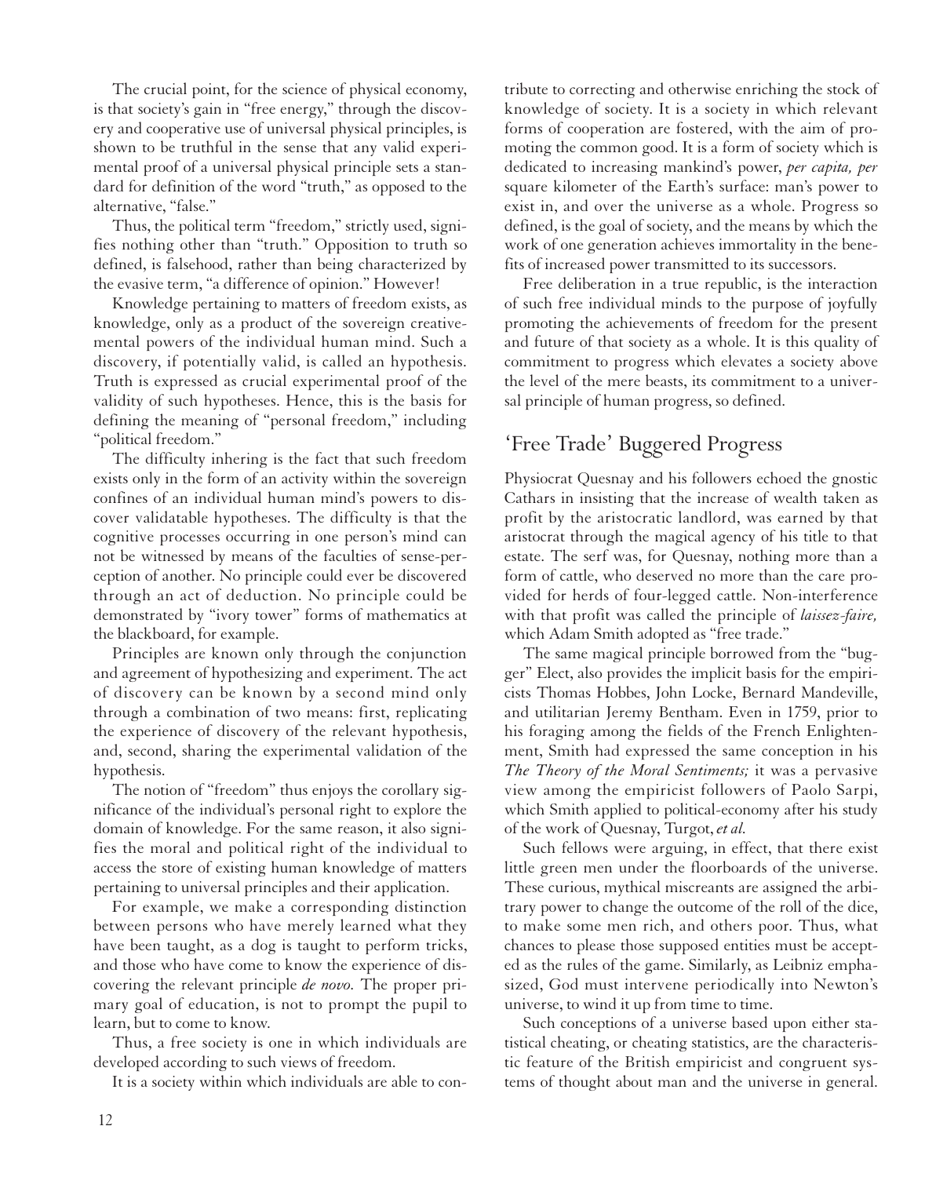The crucial point, for the science of physical economy, is that society's gain in "free energy," through the discovery and cooperative use of universal physical principles, is shown to be truthful in the sense that any valid experimental proof of a universal physical principle sets a standard for definition of the word "truth," as opposed to the alternative, "false."

Thus, the political term "freedom," strictly used, signifies nothing other than "truth." Opposition to truth so defined, is falsehood, rather than being characterized by the evasive term, "a difference of opinion." However!

Knowledge pertaining to matters of freedom exists, as knowledge, only as a product of the sovereign creative-mental powers of the individual human mind. Such a discovery, if potentially valid, is called an hypothesis. Truth is expressed as crucial experimental proof of the validity of such hypotheses. Hence, this is the basis for defining the meaning of "personal freedom," including "political freedom."

The difficulty inhering is the fact that such freedom exists only in the form of an activity within the sovereign confines of an individual human mind's powers to discover validatable hypotheses. The difficulty is that the cognitive processes occurring in one person's mind can not be witnessed by means of the faculties of sense-perception of another. No principle could ever be discovered through an act of deduction. No principle could be demonstrated by "ivory tower" forms of mathematics at the blackboard, for example.

Principles are known only through the conjunction and agreement of hypothesizing and experiment. The act of discovery can be known by a second mind only through a combination of two means: first, replicating the experience of discovery of the relevant hypothesis, and, second, sharing the experimental validation of the hypothesis.

The notion of "freedom" thus enjoys the corollary significance of the individual's personal right to explore the domain of knowledge. For the same reason, it also signifies the moral and political right of the individual to access the store of existing human knowledge of matters pertaining to universal principles and their application.

For example, we make a corresponding distinction between persons who have merely learned what they have been taught, as a dog is taught to perform tricks, and those who have come to know the experience of discovering the relevant principle *de novo.* The proper primary goal of education, is not to prompt the pupil to learn, but to come to know.

Thus, a free society is one in which individuals are developed according to such views of freedom.

It is a society within which individuals are able to contribute to correcting and otherwise enriching the stock of knowledge of society. It is a society in which relevant forms of cooperation are fostered, with the aim of promoting the common good. It is a form of society which is dedicated to increasing mankind's power, *per capita, per* square kilometer of the Earth's surface: man's power to exist in, and over the universe as a whole. Progress so defined, is the goal of society, and the means by which the work of one generation achieves immortality in the benefits of increased power transmitted to its successors.

Free deliberation in a true republic, is the interaction of such free individual minds to the purpose of joyfully promoting the achievements of freedom for the present and future of that society as a whole. It is this quality of commitment to progress which elevates a society above the level of the mere beasts, its commitment to a universal principle of human progress, so defined.

## 'Free Trade' Buggered Progress

Physiocrat Quesnay and his followers echoed the gnostic Cathars in insisting that the increase of wealth taken as profit by the aristocratic landlord, was earned by that aristocrat through the magical agency of his title to that estate. The serf was, for Quesnay, nothing more than a form of cattle, who deserved no more than the care provided for herds of four-legged cattle. Non-interference with that profit was called the principle of *laissez-faire,* which Adam Smith adopted as "free trade."

The same magical principle borrowed from the "bugger" Elect, also provides the implicit basis for the empiricists Thomas Hobbes, John Locke, Bernard Mandeville, and utilitarian Jeremy Bentham. Even in 1759, prior to his foraging among the fields of the French Enlightenment, Smith had expressed the same conception in his *The Theory of the Moral Sentiments;* it was a pervasive view among the empiricist followers of Paolo Sarpi, which Smith applied to political-economy after his study of the work of Quesnay, Turgot, *et al.*

Such fellows were arguing, in effect, that there exist little green men under the floorboards of the universe. These curious, mythical miscreants are assigned the arbitrary power to change the outcome of the roll of the dice, to make some men rich, and others poor. Thus, what chances to please those supposed entities must be accepted as the rules of the game. Similarly, as Leibniz emphasized, God must intervene periodically into Newton's universe, to wind it up from time to time.

Such conceptions of a universe based upon either statistical cheating, or cheating statistics, are the characteristic feature of the British empiricist and congruent systems of thought about man and the universe in general.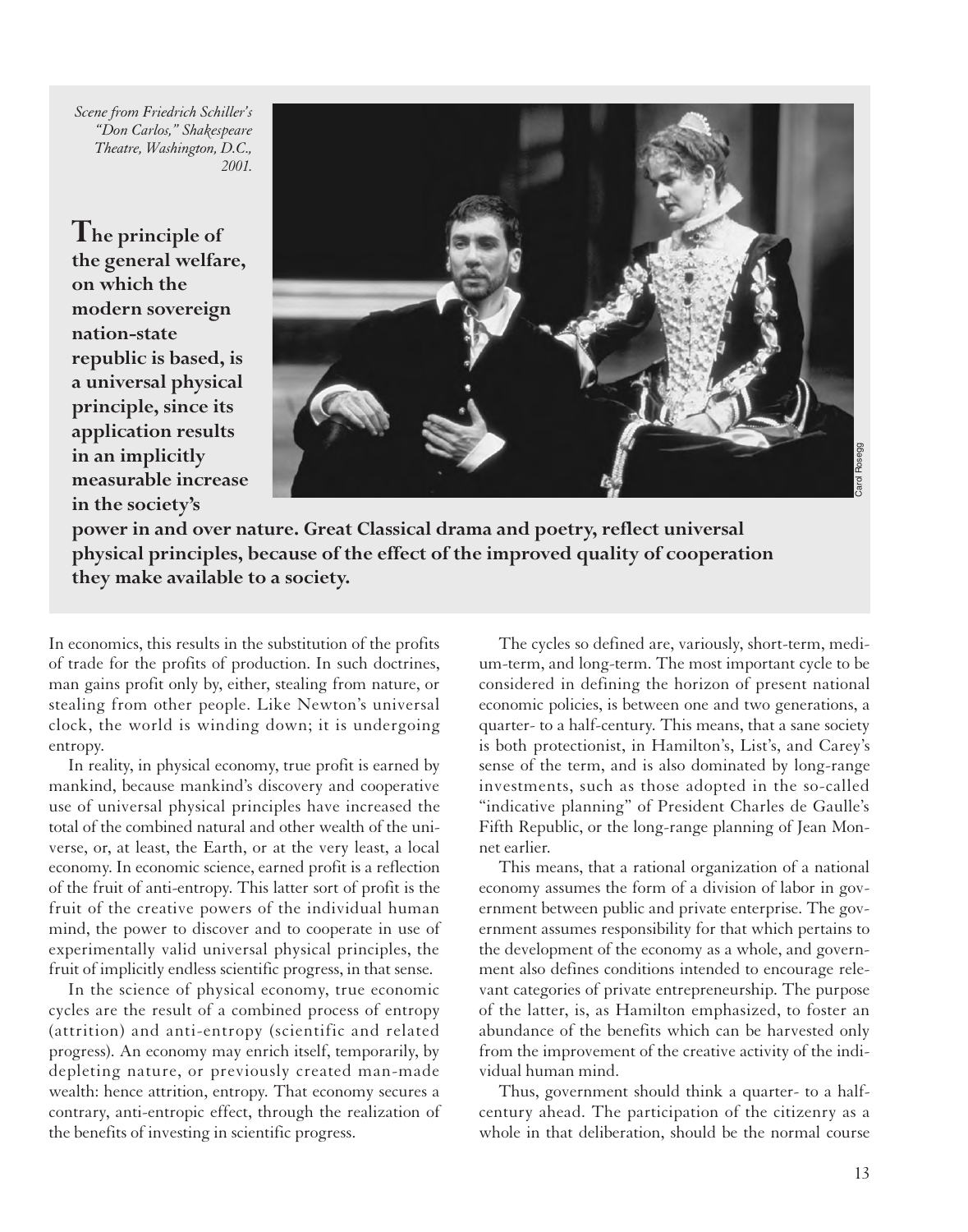*Scene from Friedrich Schiller's "Don Carlos," Shakespeare Theatre, Washington, D.C., 2001.*

Carol Rosegg

**The principle of the general welfare, on which the modern sovereign nation-state republic is based, is a universal physical principle, since its application results in an implicitly measurable increase in the society's power in and over nature. Great Classical drama and poetry, reflect universal physical principles, because of the effect of the improved quality of cooperation they make available to a society.**

In economics, this results in the substitution of the profits of trade for the profits of production. In such doctrines, man gains profit only by, either, stealing from nature, or stealing from other people. Like Newton's universal clock, the world is winding down; it is undergoing entropy.

In reality, in physical economy, true profit is earned by mankind, because mankind's discovery and cooperative use of universal physical principles have increased the total of the combined natural and other wealth of the universe, or, at least, the Earth, or at the very least, a local economy. In economic science, earned profit is a reflection of the fruit of anti-entropy. This latter sort of profit is the fruit of the creative powers of the individual human mind, the power to discover and to cooperate in use of experimentally valid universal physical principles, the fruit of implicitly endless scientific progress, in that sense.

In the science of physical economy, true economic cycles are the result of a combined process of entropy (attrition) and anti-entropy (scientific and related progress). An economy may enrich itself, temporarily, by depleting nature, or previously created man-made wealth: hence attrition, entropy. That economy secures a contrary, anti-entropic effect, through the realization of the benefits of investing in scientific progress.

The cycles so defined are, variously, short-term, medium-term, and long-term. The most important cycle to be considered in defining the horizon of present national economic policies, is between one and two generations, a quarter- to a half-century. This means, that a sane society is both protectionist, in Hamilton's, List's, and Carey's sense of the term, and is also dominated by long-range investments, such as those adopted in the so-called "indicative planning" of President Charles de Gaulle's Fifth Republic, or the long-range planning of Jean Monnet earlier.

This means, that a rational organization of a national economy assumes the form of a division of labor in government between public and private enterprise. The government assumes responsibility for that which pertains to the development of the economy as a whole, and government also defines conditions intended to encourage relevant categories of private entrepreneurship. The purpose of the latter, is, as Hamilton emphasized, to foster an abundance of the benefits which can be harvested only from the improvement of the creative activity of the individual human mind.

Thus, government should think a quarter- to a half-century ahead. The participation of the citizenry as a whole in that deliberation, should be the normal course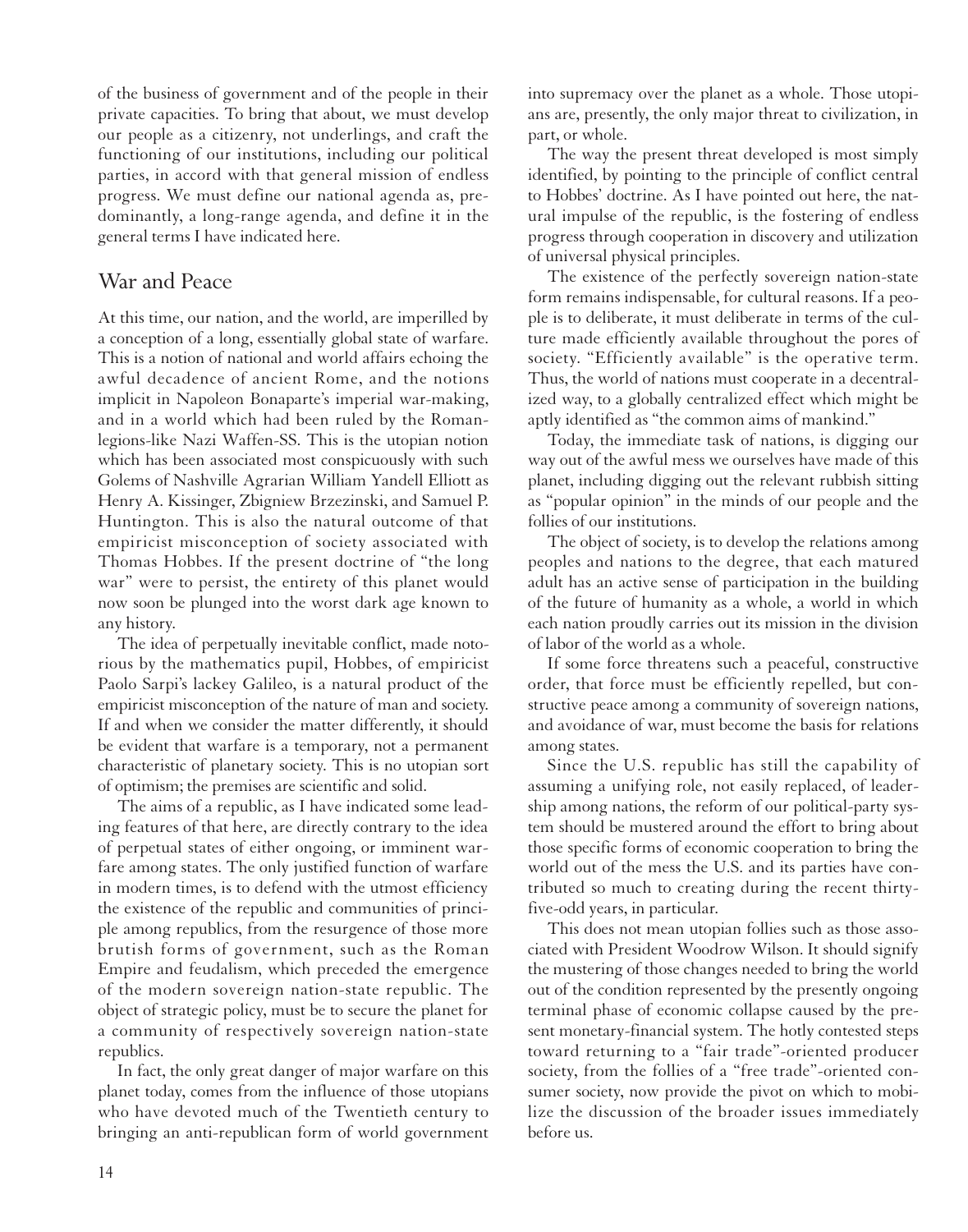of the business of government and of the people in their private capacities. To bring that about, we must develop our people as a citizenry, not underlings, and craft the functioning of our institutions, including our political parties, in accord with that general mission of endless progress. We must define our national agenda as, predominantly, a long-range agenda, and define it in the general terms I have indicated here.

## War and Peace

At this time, our nation, and the world, are imperilled by a conception of a long, essentially global state of warfare. This is a notion of national and world affairs echoing the awful decadence of ancient Rome, and the notions implicit in Napoleon Bonaparte's imperial war-making, and in a world which had been ruled by the Roman-legions-like Nazi Waffen-SS. This is the utopian notion which has been associated most conspicuously with such Golems of Nashville Agrarian William Yandell Elliott as Henry A. Kissinger, Zbigniew Brzezinski, and Samuel P. Huntington. This is also the natural outcome of that empiricist misconception of society associated with Thomas Hobbes. If the present doctrine of "the long war" were to persist, the entirety of this planet would now soon be plunged into the worst dark age known to any history.

The idea of perpetually inevitable conflict, made notorious by the mathematics pupil, Hobbes, of empiricist Paolo Sarpi's lackey Galileo, is a natural product of the empiricist misconception of the nature of man and society. If and when we consider the matter differently, it should be evident that warfare is a temporary, not a permanent characteristic of planetary society. This is no utopian sort of optimism; the premises are scientific and solid.

The aims of a republic, as I have indicated some leading features of that here, are directly contrary to the idea of perpetual states of either ongoing, or imminent warfare among states. The only justified function of warfare in modern times, is to defend with the utmost efficiency the existence of the republic and communities of principle among republics, from the resurgence of those more brutish forms of government, such as the Roman Empire and feudalism, which preceded the emergence of the modern sovereign nation-state republic. The object of strategic policy, must be to secure the planet for a community of respectively sovereign nation-state republics.

In fact, the only great danger of major warfare on this planet today, comes from the influence of those utopians who have devoted much of the Twentieth century to bringing an anti-republican form of world government into supremacy over the planet as a whole. Those utopians are, presently, the only major threat to civilization, in part, or whole.

The way the present threat developed is most simply identified, by pointing to the principle of conflict central to Hobbes' doctrine. As I have pointed out here, the natural impulse of the republic, is the fostering of endless progress through cooperation in discovery and utilization of universal physical principles.

The existence of the perfectly sovereign nation-state form remains indispensable, for cultural reasons. If a people is to deliberate, it must deliberate in terms of the culture made efficiently available throughout the pores of society. "Efficiently available" is the operative term. Thus, the world of nations must cooperate in a decentralized way, to a globally centralized effect which might be aptly identified as "the common aims of mankind."

Today, the immediate task of nations, is digging our way out of the awful mess we ourselves have made of this planet, including digging out the relevant rubbish sitting as "popular opinion" in the minds of our people and the follies of our institutions.

The object of society, is to develop the relations among peoples and nations to the degree, that each matured adult has an active sense of participation in the building of the future of humanity as a whole, a world in which each nation proudly carries out its mission in the division of labor of the world as a whole.

If some force threatens such a peaceful, constructive order, that force must be efficiently repelled, but constructive peace among a community of sovereign nations, and avoidance of war, must become the basis for relations among states.

Since the U.S. republic has still the capability of assuming a unifying role, not easily replaced, of leadership among nations, the reform of our political-party system should be mustered around the effort to bring about those specific forms of economic cooperation to bring the world out of the mess the U.S. and its parties have contributed so much to creating during the recent thirty-five-odd years, in particular.

This does not mean utopian follies such as those associated with President Woodrow Wilson. It should signify the mustering of those changes needed to bring the world out of the condition represented by the presently ongoing terminal phase of economic collapse caused by the present monetary-financial system. The hotly contested steps toward returning to a "fair trade"-oriented producer society, from the follies of a "free trade"-oriented consumer society, now provide the pivot on which to mobilize the discussion of the broader issues immediately before us.